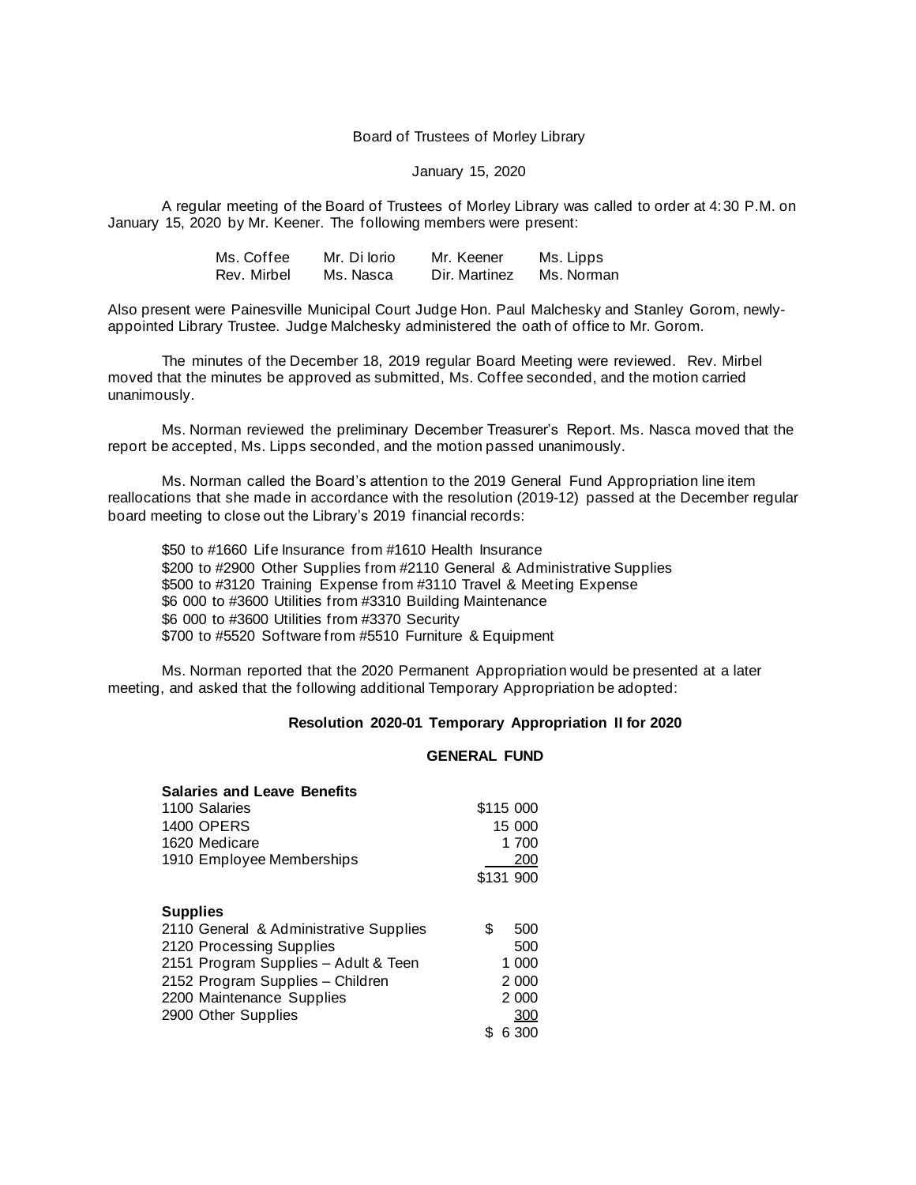Board of Trustees of Morley Library

January 15, 2020

A regular meeting of the Board of Trustees of Morley Library was called to order at 4:30 P.M. on January 15, 2020 by Mr. Keener. The following members were present:

| | | | |
|---|---|---|---|
| Ms. Coffee | Mr. Di Iorio | Mr. Keener | Ms. Lipps |
| Rev. Mirbel | Ms. Nasca | Dir. Martinez | Ms. Norman |

Also present were Painesville Municipal Court Judge Hon. Paul Malchesky and Stanley Gorom, newly-appointed Library Trustee. Judge Malchesky administered the oath of office to Mr. Gorom.

The minutes of the December 18, 2019 regular Board Meeting were reviewed. Rev. Mirbel moved that the minutes be approved as submitted, Ms. Coffee seconded, and the motion carried unanimously.

Ms. Norman reviewed the preliminary December Treasurer's Report. Ms. Nasca moved that the report be accepted, Ms. Lipps seconded, and the motion passed unanimously.

Ms. Norman called the Board's attention to the 2019 General Fund Appropriation line item reallocations that she made in accordance with the resolution (2019-12) passed at the December regular board meeting to close out the Library's 2019 financial records:

$50 to #1660 Life Insurance from #1610 Health Insurance
$200 to #2900 Other Supplies from #2110 General & Administrative Supplies
$500 to #3120 Training Expense from #3110 Travel & Meeting Expense
$6 000 to #3600 Utilities from #3310 Building Maintenance
$6 000 to #3600 Utilities from #3370 Security
$700 to #5520 Software from #5510 Furniture & Equipment

Ms. Norman reported that the 2020 Permanent Appropriation would be presented at a later meeting, and asked that the following additional Temporary Appropriation be adopted:

**Resolution 2020-01 Temporary Appropriation II for 2020**

**GENERAL FUND**

| **Salaries and Leave Benefits** | |
|---|---|
| 1100 Salaries | $115 000 |
| 1400 OPERS | 15 000 |
| 1620 Medicare | 1 700 |
| 1910 Employee Memberships | 200 |
| | $131 900 |

| **Supplies** | |
|---|---|
| 2110 General & Administrative Supplies | $ 500 |
| 2120 Processing Supplies | 500 |
| 2151 Program Supplies – Adult & Teen | 1 000 |
| 2152 Program Supplies – Children | 2 000 |
| 2200 Maintenance Supplies | 2 000 |
| 2900 Other Supplies | 300 |
| | $ 6 300 |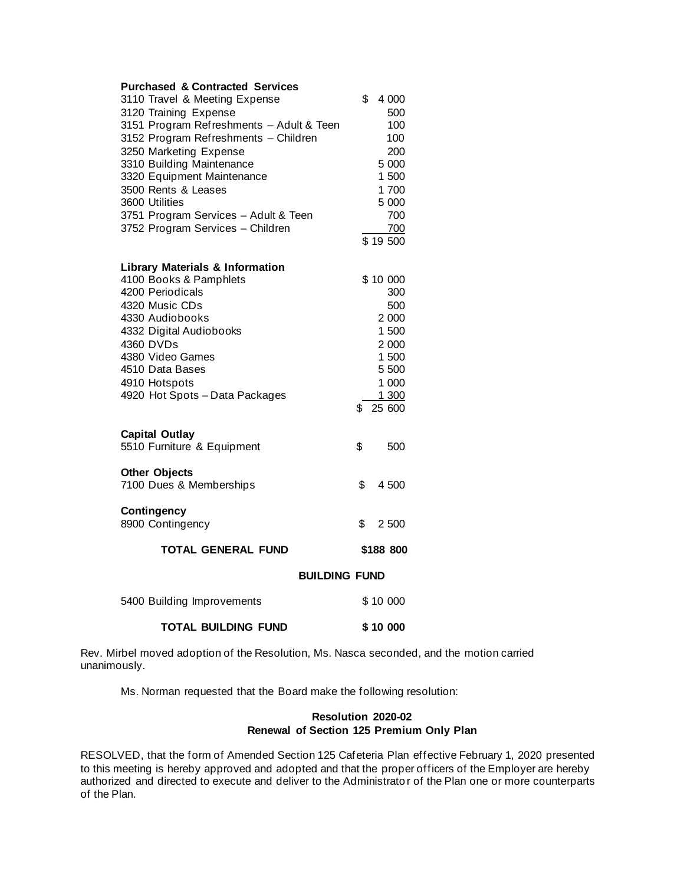| **Purchased & Contracted Services** | |
|---|---|
| 3110 Travel & Meeting Expense | $ 4 000 |
| 3120 Training Expense | 500 |
| 3151 Program Refreshments – Adult & Teen | 100 |
| 3152 Program Refreshments – Children | 100 |
| 3250 Marketing Expense | 200 |
| 3310 Building Maintenance | 5 000 |
| 3320 Equipment Maintenance | 1 500 |
| 3500 Rents & Leases | 1 700 |
| 3600 Utilities | 5 000 |
| 3751 Program Services – Adult & Teen | 700 |
| 3752 Program Services – Children | 700 |
| | $ 19 500 |
| **Library Materials & Information** | |
| 4100 Books & Pamphlets | $ 10 000 |
| 4200 Periodicals | 300 |
| 4320 Music CDs | 500 |
| 4330 Audiobooks | 2 000 |
| 4332 Digital Audiobooks | 1 500 |
| 4360 DVDs | 2 000 |
| 4380 Video Games | 1 500 |
| 4510 Data Bases | 5 500 |
| 4910 Hotspots | 1 000 |
| 4920 Hot Spots – Data Packages | 1 300 |
| | $ 25 600 |
| **Capital Outlay** | |
| 5510 Furniture & Equipment | $ 500 |
| **Other Objects** | |
| 7100 Dues & Memberships | $ 4 500 |
| **Contingency** | |
| 8900 Contingency | $ 2 500 |
| **TOTAL GENERAL FUND** | **$188 800** |

**BUILDING FUND**

| | |
|---|---|
| 5400 Building Improvements | $ 10 000 |
| **TOTAL BUILDING FUND** | **$ 10 000** |

Rev. Mirbel moved adoption of the Resolution, Ms. Nasca seconded, and the motion carried unanimously.

Ms. Norman requested that the Board make the following resolution:

**Resolution 2020-02**
**Renewal of Section 125 Premium Only Plan**

RESOLVED, that the form of Amended Section 125 Cafeteria Plan effective February 1, 2020 presented to this meeting is hereby approved and adopted and that the proper officers of the Employer are hereby authorized and directed to execute and deliver to the Administrator of the Plan one or more counterparts of the Plan.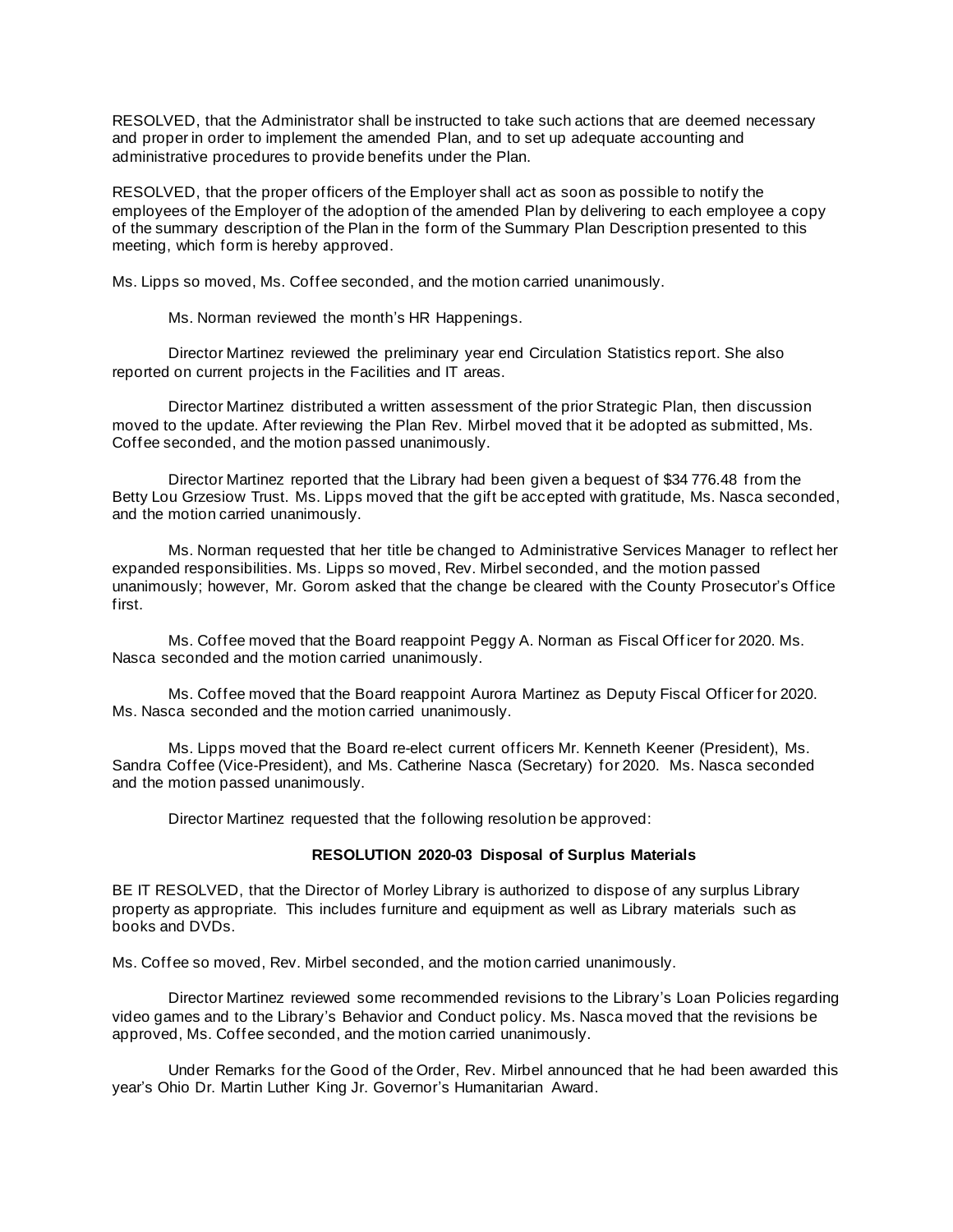RESOLVED, that the Administrator shall be instructed to take such actions that are deemed necessary and proper in order to implement the amended Plan, and to set up adequate accounting and administrative procedures to provide benefits under the Plan.

RESOLVED, that the proper officers of the Employer shall act as soon as possible to notify the employees of the Employer of the adoption of the amended Plan by delivering to each employee a copy of the summary description of the Plan in the form of the Summary Plan Description presented to this meeting, which form is hereby approved.

Ms. Lipps so moved, Ms. Coffee seconded, and the motion carried unanimously.

Ms. Norman reviewed the month's HR Happenings.

Director Martinez reviewed the preliminary year end Circulation Statistics report. She also reported on current projects in the Facilities and IT areas.

Director Martinez distributed a written assessment of the prior Strategic Plan, then discussion moved to the update. After reviewing the Plan Rev. Mirbel moved that it be adopted as submitted, Ms. Coffee seconded, and the motion passed unanimously.

Director Martinez reported that the Library had been given a bequest of $34 776.48 from the Betty Lou Grzesiow Trust. Ms. Lipps moved that the gift be accepted with gratitude, Ms. Nasca seconded, and the motion carried unanimously.

Ms. Norman requested that her title be changed to Administrative Services Manager to reflect her expanded responsibilities. Ms. Lipps so moved, Rev. Mirbel seconded, and the motion passed unanimously; however, Mr. Gorom asked that the change be cleared with the County Prosecutor's Office first.

Ms. Coffee moved that the Board reappoint Peggy A. Norman as Fiscal Officer for 2020. Ms. Nasca seconded and the motion carried unanimously.

Ms. Coffee moved that the Board reappoint Aurora Martinez as Deputy Fiscal Officer for 2020. Ms. Nasca seconded and the motion carried unanimously.

Ms. Lipps moved that the Board re-elect current officers Mr. Kenneth Keener (President), Ms. Sandra Coffee (Vice-President), and Ms. Catherine Nasca (Secretary) for 2020. Ms. Nasca seconded and the motion passed unanimously.

Director Martinez requested that the following resolution be approved:

**RESOLUTION 2020-03 Disposal of Surplus Materials**

BE IT RESOLVED, that the Director of Morley Library is authorized to dispose of any surplus Library property as appropriate. This includes furniture and equipment as well as Library materials such as books and DVDs.

Ms. Coffee so moved, Rev. Mirbel seconded, and the motion carried unanimously.

Director Martinez reviewed some recommended revisions to the Library's Loan Policies regarding video games and to the Library's Behavior and Conduct policy. Ms. Nasca moved that the revisions be approved, Ms. Coffee seconded, and the motion carried unanimously.

Under Remarks for the Good of the Order, Rev. Mirbel announced that he had been awarded this year's Ohio Dr. Martin Luther King Jr. Governor's Humanitarian Award.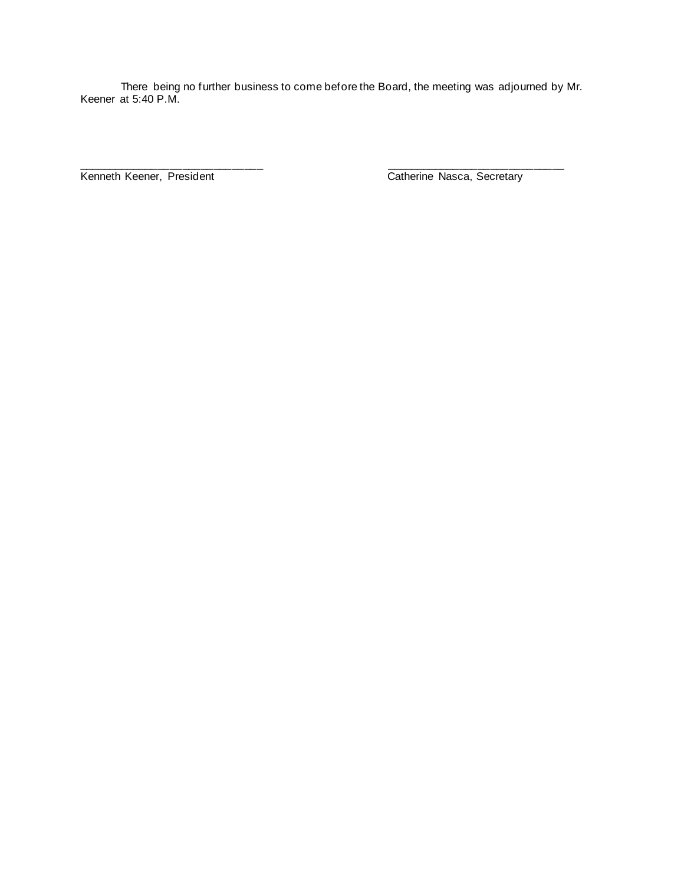There being no further business to come before the Board, the meeting was adjourned by Mr. Keener at 5:40 P.M.

| | |
|---|---|
| ______________________________ | ______________________________ |
| Kenneth Keener, President | Catherine Nasca, Secretary |